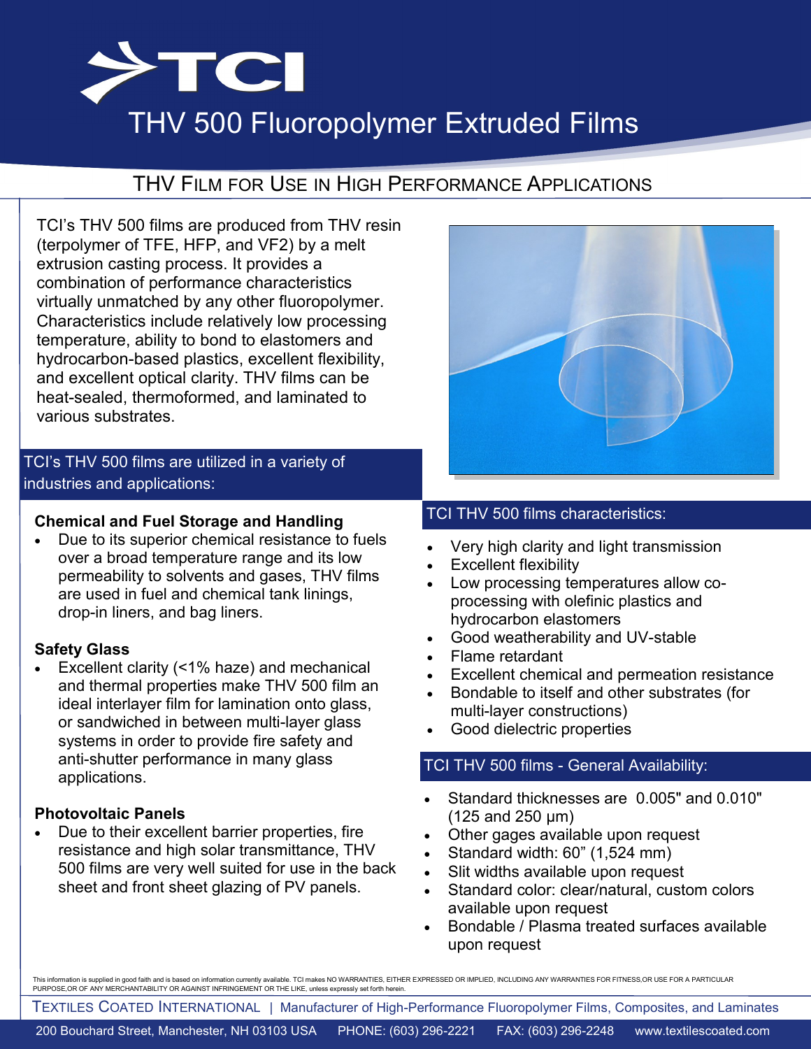# THV 500 Fluoropolymer Extruded Films

## THV Film for Use in High Performance Applications

TCI's THV 500 films are produced from THV resin (terpolymer of TFE, HFP, and VF2) by a melt extrusion casting process. It provides a combination of performance characteristics virtually unmatched by any other fluoropolymer. Characteristics include relatively low processing temperature, ability to bond to elastomers and hydrocarbon-based plastics, excellent flexibility, and excellent optical clarity. THV films can be heat-sealed, thermoformed, and laminated to various substrates.

### TCI's THV 500 films are utilized in a variety of industries and applications:

**Chemical and Fuel Storage and Handling**

- Due to its superior chemical resistance to fuels over a broad temperature range and its low permeability to solvents and gases, THV films are used in fuel and chemical tank linings, drop-in liners, and bag liners.

**Safety Glass**

- Excellent clarity (<1% haze) and mechanical and thermal properties make THV 500 film an ideal interlayer film for lamination onto glass, or sandwiched in between multi-layer glass systems in order to provide fire safety and anti-shutter performance in many glass applications.

**Photovoltaic Panels**

- Due to their excellent barrier properties, fire resistance and high solar transmittance, THV 500 films are very well suited for use in the back sheet and front sheet glazing of PV panels.

### TCI THV 500 films characteristics:

- Very high clarity and light transmission
- Excellent flexibility
- Low processing temperatures allow co-processing with olefinic plastics and hydrocarbon elastomers
- Good weatherability and UV-stable
- Flame retardant
- Excellent chemical and permeation resistance
- Bondable to itself and other substrates (for multi-layer constructions)
- Good dielectric properties

### TCI THV 500 films - General Availability:

- Standard thicknesses are 0.005" and 0.010" (125 and 250 µm)
- Other gages available upon request
- Standard width: 60" (1,524 mm)
- Slit widths available upon request
- Standard color: clear/natural, custom colors available upon request
- Bondable / Plasma treated surfaces available upon request

This information is supplied in good faith and is based on information currently available. TCI makes NO WARRANTIES, EITHER EXPRESSED OR IMPLIED, INCLUDING ANY WARRANTIES FOR FITNESS,OR USE FOR A PARTICULAR PURPOSE,OR OF ANY MERCHANTABILITY OR AGAINST INFRINGEMENT OR THE LIKE, unless expressly set forth herein.

TEXTILES COATED INTERNATIONAL | Manufacturer of High-Performance Fluoropolymer Films, Composites, and Laminates

200 Bouchard Street, Manchester, NH 03103 USA PHONE: (603) 296-2221 FAX: (603) 296-2248 www.textilescoated.com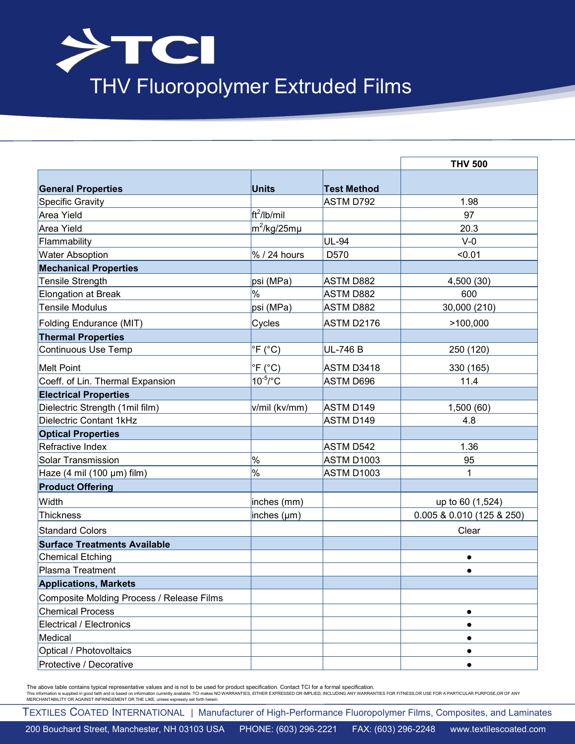# TCI

## THV Fluoropolymer Extruded Films

| | | | THV 500 |
|---|---|---|---|
| **General Properties** | **Units** | **Test Method** | |
| Specific Gravity | | ASTM D792 | 1.98 |
| Area Yield | $ft^2$/lb/mil | | 97 |
| Area Yield | $m^2$/kg/25mμ | | 20.3 |
| Flammability | | UL-94 | V-0 |
| Water Absoption | % / 24 hours | D570 | <0.01 |
| **Mechanical Properties** | | | |
| Tensile Strength | psi (MPa) | ASTM D882 | 4,500 (30) |
| Elongation at Break | % | ASTM D882 | 600 |
| Tensile Modulus | psi (MPa) | ASTM D882 | 30,000 (210) |
| Folding Endurance (MIT) | Cycles | ASTM D2176 | >100,000 |
| **Thermal Properties** | | | |
| Continuous Use Temp | °F (°C) | UL-746 B | 250 (120) |
| Melt Point | °F (°C) | ASTM D3418 | 330 (165) |
| Coeff. of Lin. Thermal Expansion | $10^{-5}$/°C | ASTM D696 | 11.4 |
| **Electrical Properties** | | | |
| Dielectric Strength (1mil film) | v/mil (kv/mm) | ASTM D149 | 1,500 (60) |
| Dielectric Contant 1kHz | | ASTM D149 | 4.8 |
| **Optical Properties** | | | |
| Refractive Index | | ASTM D542 | 1.36 |
| Solar Transmission | % | ASTM D1003 | 95 |
| Haze (4 mil (100 μm) film) | % | ASTM D1003 | 1 |
| **Product Offering** | | | |
| Width | inches (mm) | | up to 60 (1,524) |
| Thickness | inches (μm) | | 0.005 & 0.010 (125 & 250) |
| Standard Colors | | | Clear |
| **Surface Treatments Available** | | | |
| Chemical Etching | | | ● |
| Plasma Treatment | | | ● |
| **Applications, Markets** | | | |
| Composite Molding Process / Release Films | | | |
| Chemical Process | | | ● |
| Electrical / Electronics | | | ● |
| Medical | | | ● |
| Optical / Photovoltaics | | | ● |
| Protective / Decorative | | | ● |

The above table contains typical representative values and is not to be used for product specification. Contact TCI for a formal specification.
This information is supplied in good faith and is based on information currently available. TCI makes NO WARRANTIES, EITHER EXPRESSED OR IMPLIED, INCLUDING ANY WARRANTIES FOR FITNESS,OR USE FOR A PARTICULAR PURPOSE,OR OF ANY MERCHANTABILITY OR AGAINST INFRINGEMENT OR THE LIKE, unless expressly set forth herein.

TEXTILES COATED INTERNATIONAL | Manufacturer of High-Performance Fluoropolymer Films, Composites, and Laminates

200 Bouchard Street, Manchester, NH 03103 USA PHONE: (603) 296-2221 FAX: (603) 296-2248 www.textilescoated.com